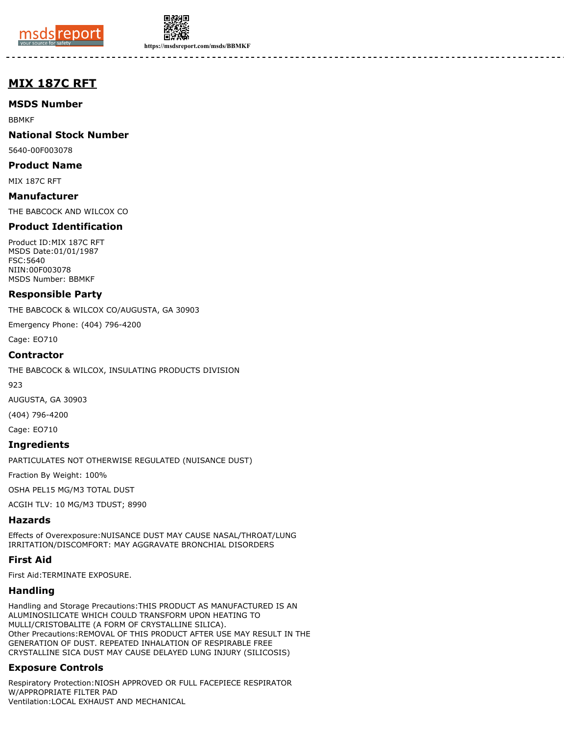# MIX 187C RFT

## MSDS Number

BBMKF

## National Stock Number

5640-00F003078

## Product Name

MIX 187C RFT

## Manufacturer

THE BABCOCK AND WILCOX CO

## Product Identification

Product ID:MIX 187C RFT
MSDS Date:01/01/1987
FSC:5640
NIIN:00F003078
MSDS Number: BBMKF

## Responsible Party

THE BABCOCK & WILCOX CO/AUGUSTA, GA 30903

Emergency Phone: (404) 796-4200

Cage: EO710

## Contractor

THE BABCOCK & WILCOX, INSULATING PRODUCTS DIVISION

923

AUGUSTA, GA 30903

(404) 796-4200

Cage: EO710

## Ingredients

PARTICULATES NOT OTHERWISE REGULATED (NUISANCE DUST)

Fraction By Weight: 100%

OSHA PEL15 MG/M3 TOTAL DUST

ACGIH TLV: 10 MG/M3 TDUST; 8990

## Hazards

Effects of Overexposure:NUISANCE DUST MAY CAUSE NASAL/THROAT/LUNG IRRITATION/DISCOMFORT: MAY AGGRAVATE BRONCHIAL DISORDERS

## First Aid

First Aid:TERMINATE EXPOSURE.

## Handling

Handling and Storage Precautions:THIS PRODUCT AS MANUFACTURED IS AN ALUMINOSILICATE WHICH COULD TRANSFORM UPON HEATING TO MULLI/CRISTOBALITE (A FORM OF CRYSTALLINE SILICA).
Other Precautions:REMOVAL OF THIS PRODUCT AFTER USE MAY RESULT IN THE GENERATION OF DUST. REPEATED INHALATION OF RESPIRABLE FREE CRYSTALLINE SICA DUST MAY CAUSE DELAYED LUNG INJURY (SILICOSIS)

## Exposure Controls

Respiratory Protection:NIOSH APPROVED OR FULL FACEPIECE RESPIRATOR W/APPROPRIATE FILTER PAD
Ventilation:LOCAL EXHAUST AND MECHANICAL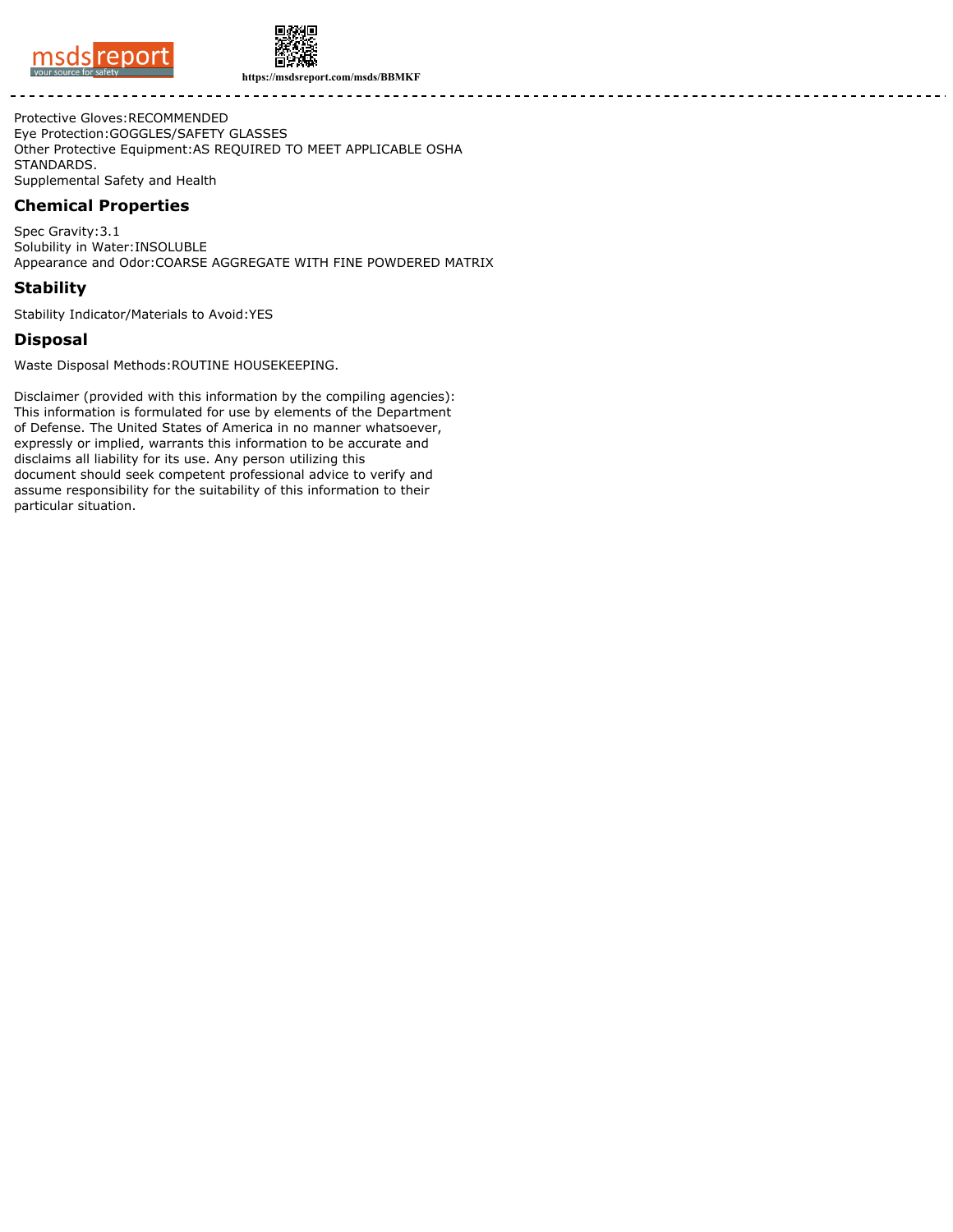Protective Gloves:RECOMMENDED
Eye Protection:GOGGLES/SAFETY GLASSES
Other Protective Equipment:AS REQUIRED TO MEET APPLICABLE OSHA STANDARDS.
Supplemental Safety and Health

## Chemical Properties

Spec Gravity:3.1
Solubility in Water:INSOLUBLE
Appearance and Odor:COARSE AGGREGATE WITH FINE POWDERED MATRIX

## Stability

Stability Indicator/Materials to Avoid:YES

## Disposal

Waste Disposal Methods:ROUTINE HOUSEKEEPING.

Disclaimer (provided with this information by the compiling agencies): This information is formulated for use by elements of the Department of Defense. The United States of America in no manner whatsoever, expressly or implied, warrants this information to be accurate and disclaims all liability for its use. Any person utilizing this document should seek competent professional advice to verify and assume responsibility for the suitability of this information to their particular situation.